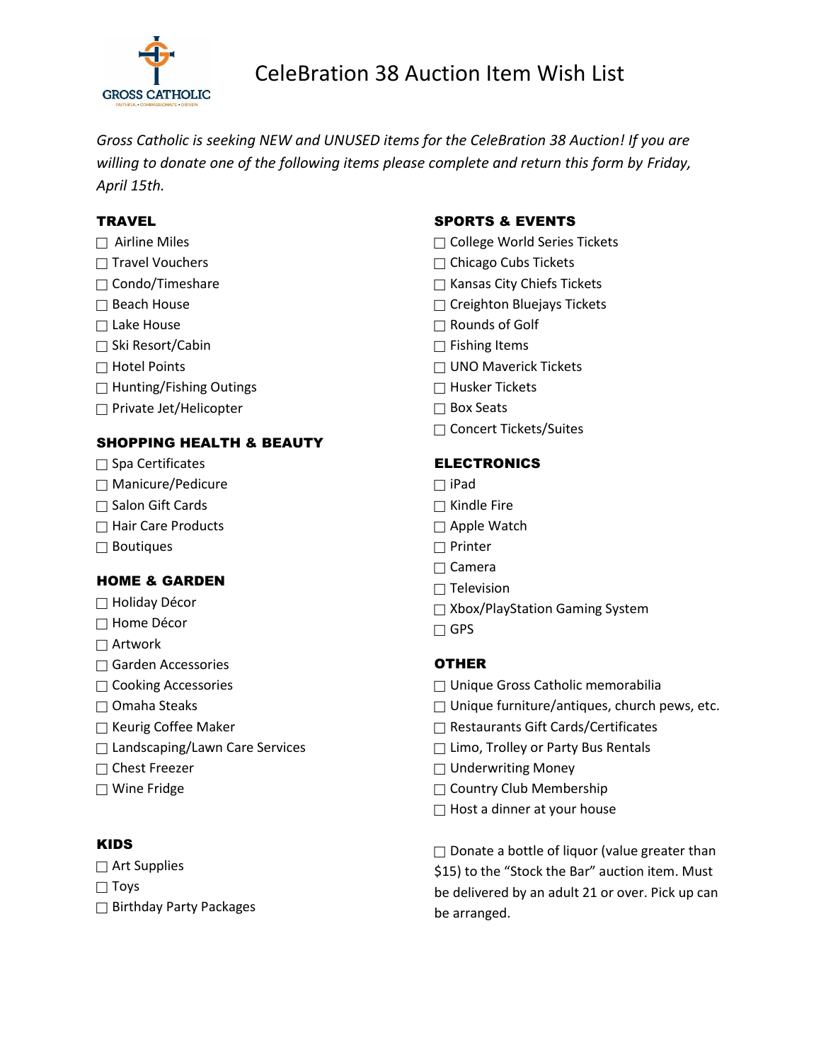# CeleBration 38 Auction Item Wish List

*Gross Catholic is seeking NEW and UNUSED items for the CeleBration 38 Auction! If you are willing to donate one of the following items please complete and return this form by Friday, April 15th.*

## TRAVEL

- ☐ Airline Miles
- ☐ Travel Vouchers
- ☐ Condo/Timeshare
- ☐ Beach House
- ☐ Lake House
- ☐ Ski Resort/Cabin
- ☐ Hotel Points
- ☐ Hunting/Fishing Outings
- ☐ Private Jet/Helicopter

## SHOPPING HEALTH & BEAUTY

- ☐ Spa Certificates
- ☐ Manicure/Pedicure
- ☐ Salon Gift Cards
- ☐ Hair Care Products
- ☐ Boutiques

## HOME & GARDEN

- ☐ Holiday Décor
- ☐ Home Décor
- ☐ Artwork
- ☐ Garden Accessories
- ☐ Cooking Accessories
- ☐ Omaha Steaks
- ☐ Keurig Coffee Maker
- ☐ Landscaping/Lawn Care Services
- ☐ Chest Freezer
- ☐ Wine Fridge

## KIDS

- ☐ Art Supplies
- ☐ Toys
- ☐ Birthday Party Packages

## SPORTS & EVENTS

- ☐ College World Series Tickets
- ☐ Chicago Cubs Tickets
- ☐ Kansas City Chiefs Tickets
- ☐ Creighton Bluejays Tickets
- ☐ Rounds of Golf
- ☐ Fishing Items
- ☐ UNO Maverick Tickets
- ☐ Husker Tickets
- ☐ Box Seats
- ☐ Concert Tickets/Suites

## ELECTRONICS

- ☐ iPad
- ☐ Kindle Fire
- ☐ Apple Watch
- ☐ Printer
- ☐ Camera
- ☐ Television
- ☐ Xbox/PlayStation Gaming System
- ☐ GPS

## OTHER

- ☐ Unique Gross Catholic memorabilia
- ☐ Unique furniture/antiques, church pews, etc.
- ☐ Restaurants Gift Cards/Certificates
- ☐ Limo, Trolley or Party Bus Rentals
- ☐ Underwriting Money
- ☐ Country Club Membership
- ☐ Host a dinner at your house

☐ Donate a bottle of liquor (value greater than $15) to the "Stock the Bar" auction item. Must be delivered by an adult 21 or over. Pick up can be arranged.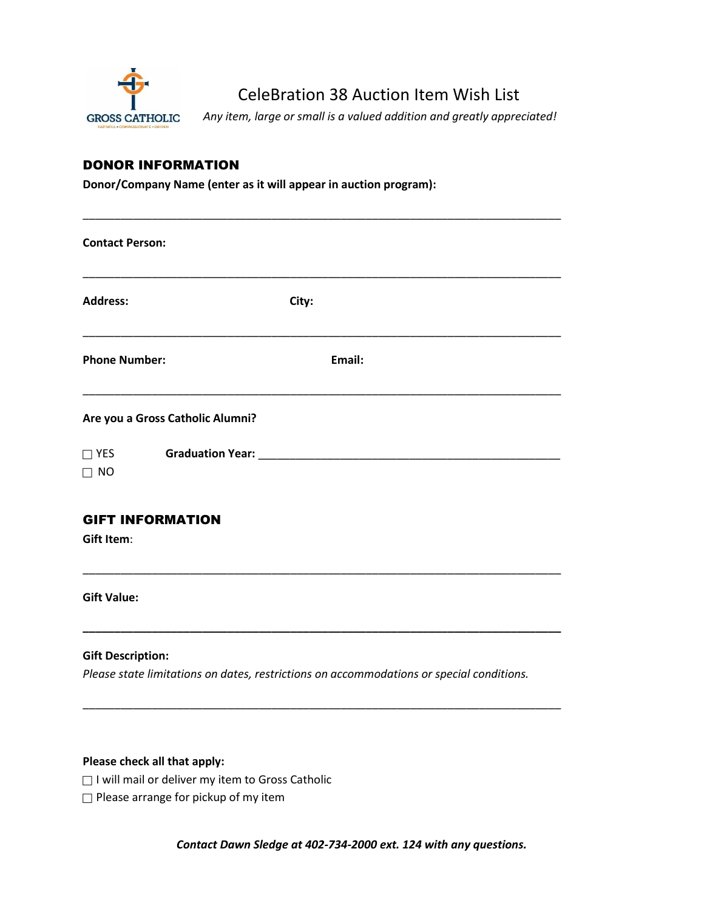GROSS CATHOLIC

FAITHFUL • COMPASSIONATE • DRIVEN

# CeleBration 38 Auction Item Wish List

*Any item, large or small is a valued addition and greatly appreciated!*

## DONOR INFORMATION

**Donor/Company Name (enter as it will appear in auction program):**

______________________________________________________________________________

**Contact Person:**

______________________________________________________________________________

**Address:** **City:**

______________________________________________________________________________

**Phone Number:** **Email:**

______________________________________________________________________________

**Are you a Gross Catholic Alumni?**

☐ YES **Graduation Year:** ________________________________________________
☐ NO

## GIFT INFORMATION

**Gift Item**:

______________________________________________________________________________

**Gift Value:**

______________________________________________________________________________

**Gift Description:**

*Please state limitations on dates, restrictions on accommodations or special conditions.*

______________________________________________________________________________

**Please check all that apply:**

☐ I will mail or deliver my item to Gross Catholic
☐ Please arrange for pickup of my item

***Contact Dawn Sledge at 402-734-2000 ext. 124 with any questions.***